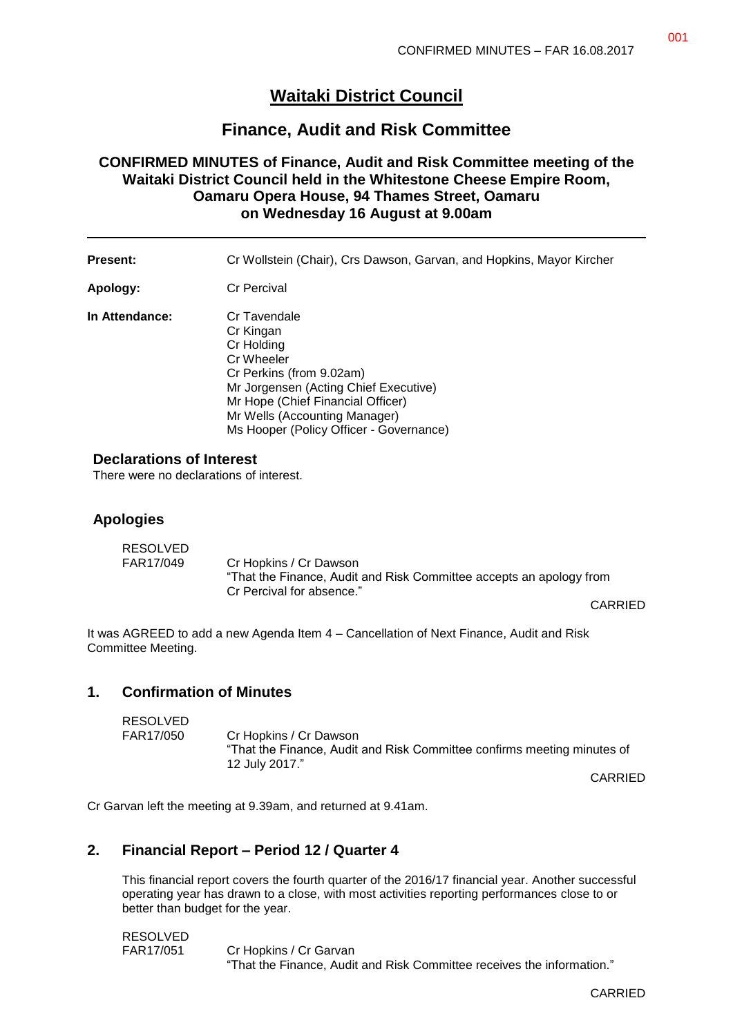# Waitaki District Council

## Finance, Audit and Risk Committee

### CONFIRMED MINUTES of Finance, Audit and Risk Committee meeting of the Waitaki District Council held in the Whitestone Cheese Empire Room, Oamaru Opera House, 94 Thames Street, Oamaru on Wednesday 16 August at 9.00am

---

**Present:** Cr Wollstein (Chair), Crs Dawson, Garvan, and Hopkins, Mayor Kircher

**Apology:** Cr Percival

**In Attendance:**
Cr Tavendale
Cr Kingan
Cr Holding
Cr Wheeler
Cr Perkins (from 9.02am)
Mr Jorgensen (Acting Chief Executive)
Mr Hope (Chief Financial Officer)
Mr Wells (Accounting Manager)
Ms Hooper (Policy Officer - Governance)

### Declarations of Interest

There were no declarations of interest.

### Apologies

RESOLVED
FAR17/049 Cr Hopkins / Cr Dawson
"That the Finance, Audit and Risk Committee accepts an apology from Cr Percival for absence."

CARRIED

It was AGREED to add a new Agenda Item 4 – Cancellation of Next Finance, Audit and Risk Committee Meeting.

### 1. Confirmation of Minutes

RESOLVED
FAR17/050 Cr Hopkins / Cr Dawson
"That the Finance, Audit and Risk Committee confirms meeting minutes of 12 July 2017."

CARRIED

Cr Garvan left the meeting at 9.39am, and returned at 9.41am.

### 2. Financial Report – Period 12 / Quarter 4

This financial report covers the fourth quarter of the 2016/17 financial year. Another successful operating year has drawn to a close, with most activities reporting performances close to or better than budget for the year.

RESOLVED
FAR17/051 Cr Hopkins / Cr Garvan
"That the Finance, Audit and Risk Committee receives the information."

CARRIED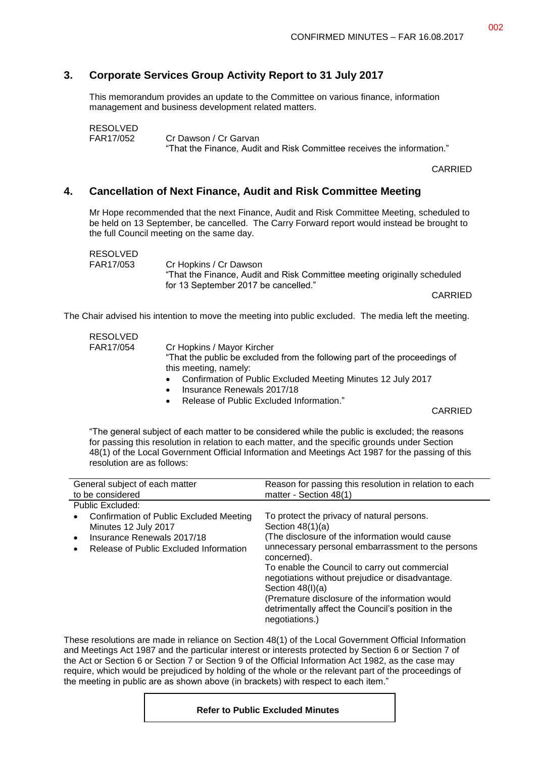## 3. Corporate Services Group Activity Report to 31 July 2017

This memorandum provides an update to the Committee on various finance, information management and business development related matters.

RESOLVED
FAR17/052 Cr Dawson / Cr Garvan
"That the Finance, Audit and Risk Committee receives the information."

CARRIED

## 4. Cancellation of Next Finance, Audit and Risk Committee Meeting

Mr Hope recommended that the next Finance, Audit and Risk Committee Meeting, scheduled to be held on 13 September, be cancelled. The Carry Forward report would instead be brought to the full Council meeting on the same day.

RESOLVED
FAR17/053 Cr Hopkins / Cr Dawson
"That the Finance, Audit and Risk Committee meeting originally scheduled for 13 September 2017 be cancelled."

CARRIED

The Chair advised his intention to move the meeting into public excluded. The media left the meeting.

RESOLVED
FAR17/054 Cr Hopkins / Mayor Kircher
"That the public be excluded from the following part of the proceedings of this meeting, namely:

- Confirmation of Public Excluded Meeting Minutes 12 July 2017
- Insurance Renewals 2017/18
- Release of Public Excluded Information."

CARRIED

"The general subject of each matter to be considered while the public is excluded; the reasons for passing this resolution in relation to each matter, and the specific grounds under Section 48(1) of the Local Government Official Information and Meetings Act 1987 for the passing of this resolution are as follows:

| General subject of each matter to be considered | Reason for passing this resolution in relation to each matter - Section 48(1) |
|---|---|
| Public Excluded:<br>• Confirmation of Public Excluded Meeting Minutes 12 July 2017<br>• Insurance Renewals 2017/18<br>• Release of Public Excluded Information | To protect the privacy of natural persons. Section 48(1)(a)<br>(The disclosure of the information would cause unnecessary personal embarrassment to the persons concerned).<br>To enable the Council to carry out commercial negotiations without prejudice or disadvantage. Section 48(I)(a)<br>(Premature disclosure of the information would detrimentally affect the Council's position in the negotiations.) |

These resolutions are made in reliance on Section 48(1) of the Local Government Official Information and Meetings Act 1987 and the particular interest or interests protected by Section 6 or Section 7 of the Act or Section 6 or Section 7 or Section 9 of the Official Information Act 1982, as the case may require, which would be prejudiced by holding of the whole or the relevant part of the proceedings of the meeting in public are as shown above (in brackets) with respect to each item."

**Refer to Public Excluded Minutes**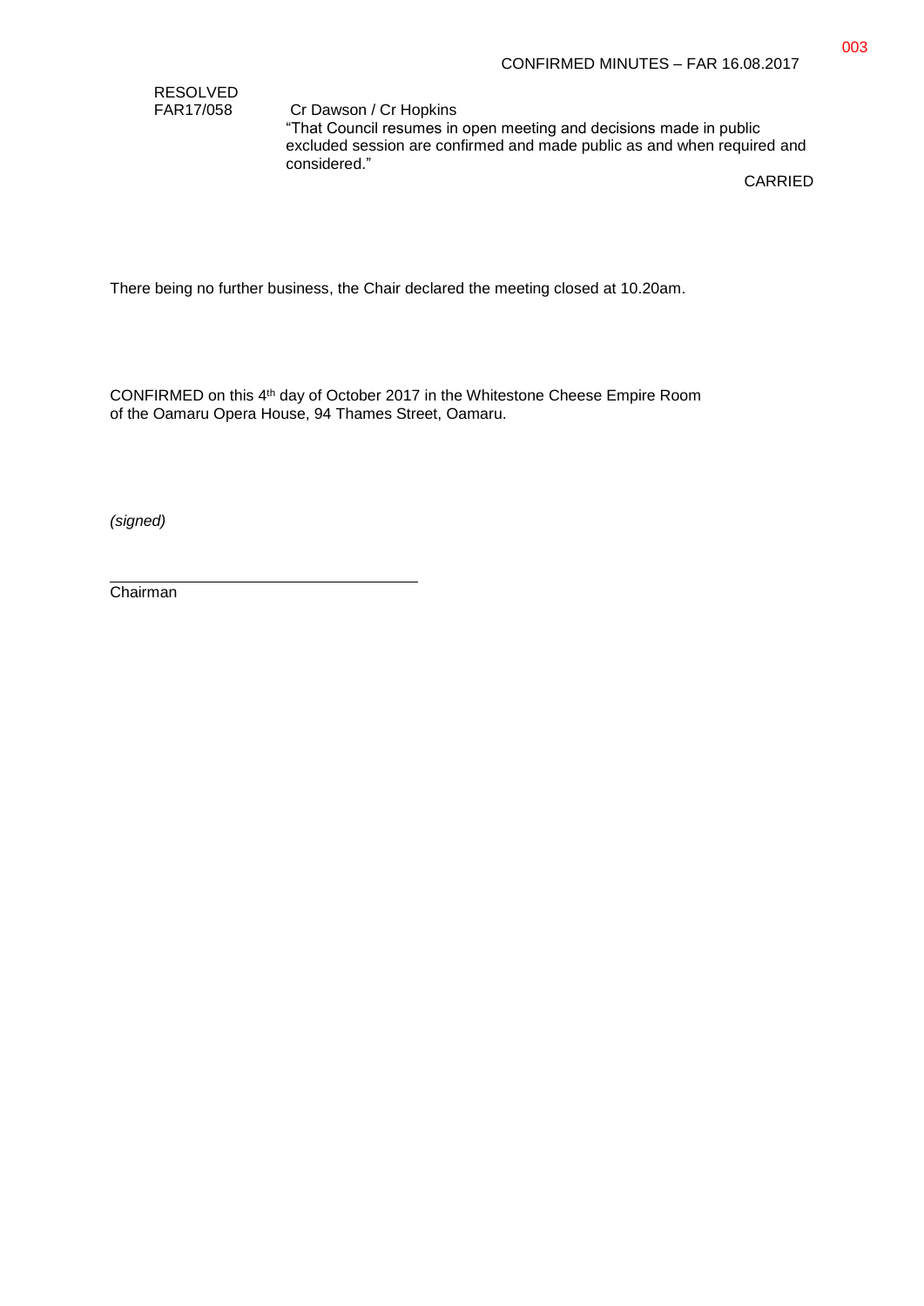RESOLVED
FAR17/058 Cr Dawson / Cr Hopkins

"That Council resumes in open meeting and decisions made in public excluded session are confirmed and made public as and when required and considered."

CARRIED

There being no further business, the Chair declared the meeting closed at 10.20am.

CONFIRMED on this 4th day of October 2017 in the Whitestone Cheese Empire Room of the Oamaru Opera House, 94 Thames Street, Oamaru.

*(signed)*

Chairman